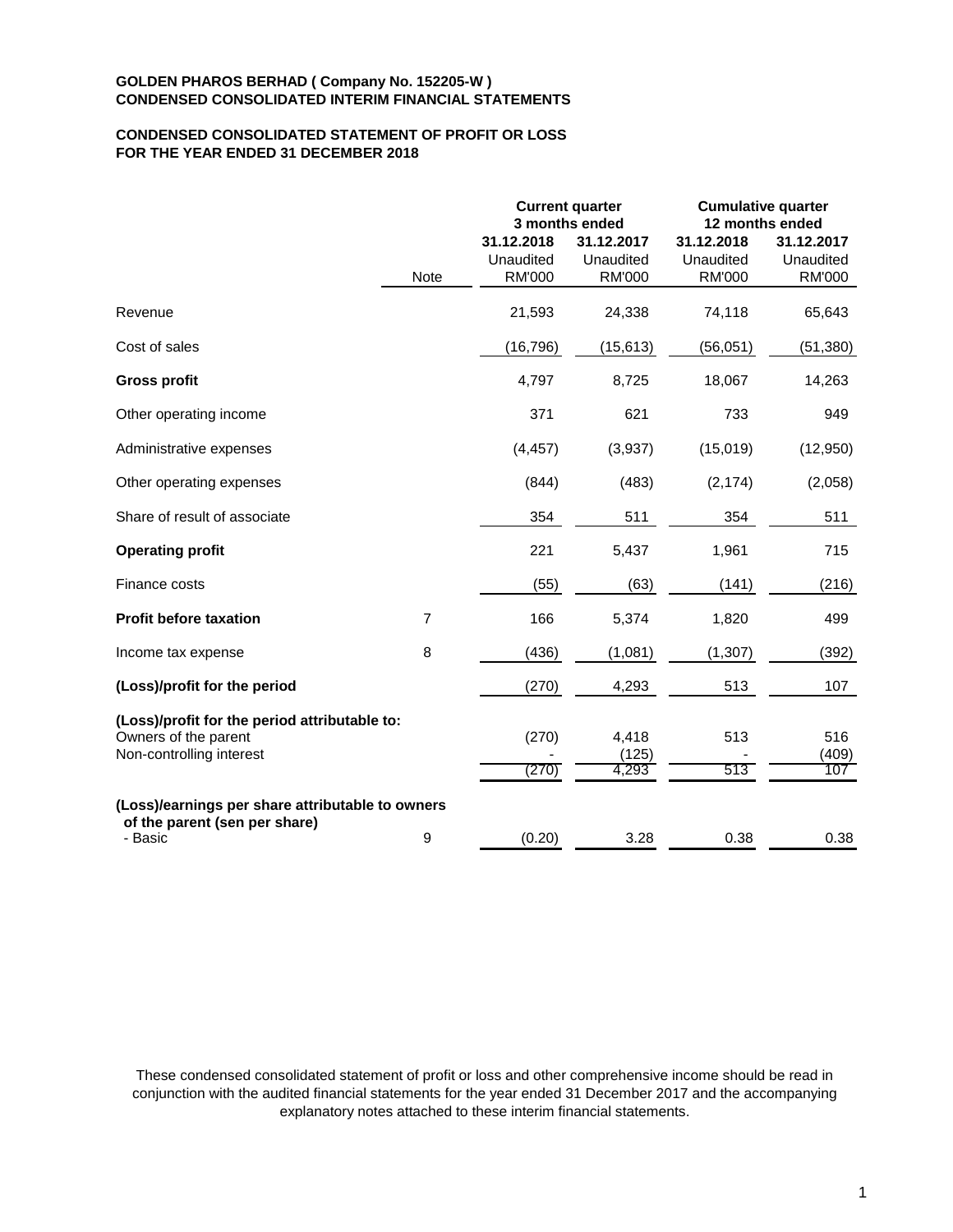**GOLDEN PHAROS BERHAD ( Company No. 152205-W )**
**CONDENSED CONSOLIDATED INTERIM FINANCIAL STATEMENTS**

**CONDENSED CONSOLIDATED STATEMENT OF PROFIT OR LOSS**
**FOR THE YEAR ENDED 31 DECEMBER 2018**

| | | Current quarter 3 months ended | | Cumulative quarter 12 months ended | |
|---|---|---|---|---|---|
| | Note | 31.12.2018 Unaudited RM'000 | 31.12.2017 Unaudited RM'000 | 31.12.2018 Unaudited RM'000 | 31.12.2017 Unaudited RM'000 |
| Revenue | | 21,593 | 24,338 | 74,118 | 65,643 |
| Cost of sales | | (16,796) | (15,613) | (56,051) | (51,380) |
| **Gross profit** | | 4,797 | 8,725 | 18,067 | 14,263 |
| Other operating income | | 371 | 621 | 733 | 949 |
| Administrative expenses | | (4,457) | (3,937) | (15,019) | (12,950) |
| Other operating expenses | | (844) | (483) | (2,174) | (2,058) |
| Share of result of associate | | 354 | 511 | 354 | 511 |
| **Operating profit** | | 221 | 5,437 | 1,961 | 715 |
| Finance costs | | (55) | (63) | (141) | (216) |
| **Profit before taxation** | 7 | 166 | 5,374 | 1,820 | 499 |
| Income tax expense | 8 | (436) | (1,081) | (1,307) | (392) |
| **(Loss)/profit for the period** | | (270) | 4,293 | 513 | 107 |
| **(Loss)/profit for the period attributable to:** | | | | | |
| Owners of the parent | | (270) | 4,418 | 513 | 516 |
| Non-controlling interest | | - | (125) | - | (409) |
| | | (270) | 4,293 | 513 | 107 |
| **(Loss)/earnings per share attributable to owners of the parent (sen per share)** | | | | | |
| - Basic | 9 | (0.20) | 3.28 | 0.38 | 0.38 |

These condensed consolidated statement of profit or loss and other comprehensive income should be read in conjunction with the audited financial statements for the year ended 31 December 2017 and the accompanying explanatory notes attached to these interim financial statements.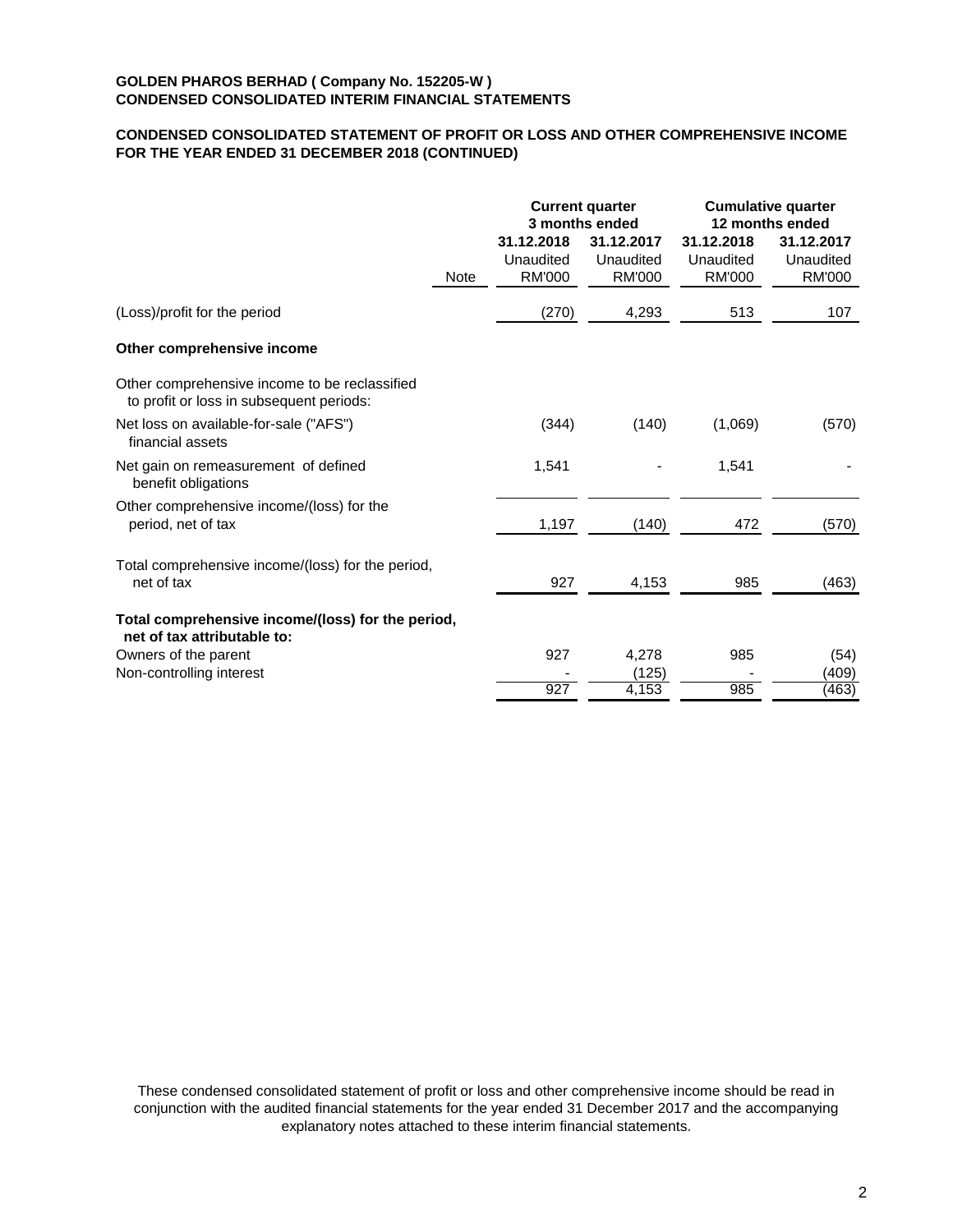**GOLDEN PHAROS BERHAD ( Company No. 152205-W )**
**CONDENSED CONSOLIDATED INTERIM FINANCIAL STATEMENTS**

**CONDENSED CONSOLIDATED STATEMENT OF PROFIT OR LOSS AND OTHER COMPREHENSIVE INCOME FOR THE YEAR ENDED 31 DECEMBER 2018 (CONTINUED)**

| | Note | **Current quarter 3 months ended** | | **Cumulative quarter 12 months ended** | |
|---|---|---|---|---|---|
| | | **31.12.2018** | **31.12.2017** | **31.12.2018** | **31.12.2017** |
| | | Unaudited | Unaudited | Unaudited | Unaudited |
| | | RM'000 | RM'000 | RM'000 | RM'000 |
| (Loss)/profit for the period | | (270) | 4,293 | 513 | 107 |
| **Other comprehensive income** | | | | | |
| Other comprehensive income to be reclassified to profit or loss in subsequent periods: | | | | | |
| Net loss on available-for-sale ("AFS") financial assets | | (344) | (140) | (1,069) | (570) |
| Net gain on remeasurement of defined benefit obligations | | 1,541 | - | 1,541 | - |
| Other comprehensive income/(loss) for the period, net of tax | | 1,197 | (140) | 472 | (570) |
| Total comprehensive income/(loss) for the period, net of tax | | 927 | 4,153 | 985 | (463) |
| **Total comprehensive income/(loss) for the period, net of tax attributable to:** | | | | | |
| Owners of the parent | | 927 | 4,278 | 985 | (54) |
| Non-controlling interest | | - | (125) | - | (409) |
| | | 927 | 4,153 | 985 | (463) |

These condensed consolidated statement of profit or loss and other comprehensive income should be read in conjunction with the audited financial statements for the year ended 31 December 2017 and the accompanying explanatory notes attached to these interim financial statements.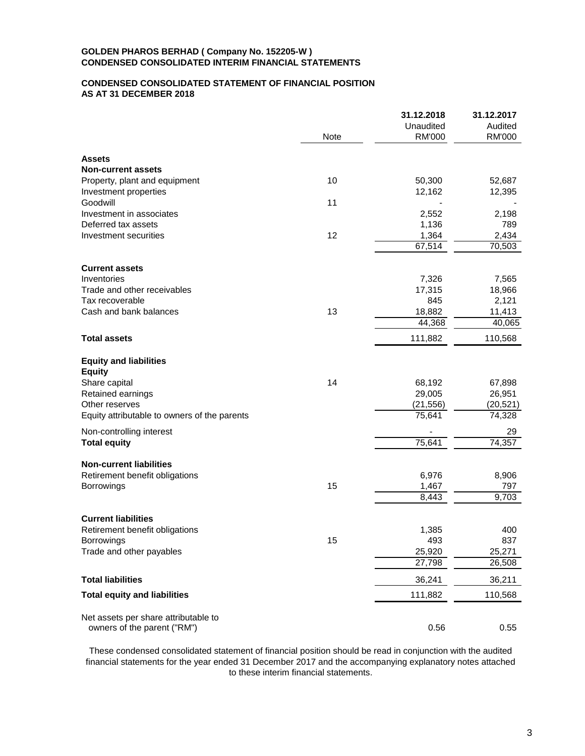**GOLDEN PHAROS BERHAD ( Company No. 152205-W )**
**CONDENSED CONSOLIDATED INTERIM FINANCIAL STATEMENTS**

**CONDENSED CONSOLIDATED STATEMENT OF FINANCIAL POSITION**
**AS AT 31 DECEMBER 2018**

| | Note | 31.12.2018 Unaudited RM'000 | 31.12.2017 Audited RM'000 |
|---|---|---|---|
| **Assets** | | | |
| **Non-current assets** | | | |
| Property, plant and equipment | 10 | 50,300 | 52,687 |
| Investment properties | | 12,162 | 12,395 |
| Goodwill | 11 | - | - |
| Investment in associates | | 2,552 | 2,198 |
| Deferred tax assets | | 1,136 | 789 |
| Investment securities | 12 | 1,364 | 2,434 |
| | | 67,514 | 70,503 |
| **Current assets** | | | |
| Inventories | | 7,326 | 7,565 |
| Trade and other receivables | | 17,315 | 18,966 |
| Tax recoverable | | 845 | 2,121 |
| Cash and bank balances | 13 | 18,882 | 11,413 |
| | | 44,368 | 40,065 |
| **Total assets** | | 111,882 | 110,568 |
| **Equity and liabilities** | | | |
| **Equity** | | | |
| Share capital | 14 | 68,192 | 67,898 |
| Retained earnings | | 29,005 | 26,951 |
| Other reserves | | (21,556) | (20,521) |
| Equity attributable to owners of the parents | | 75,641 | 74,328 |
| Non-controlling interest | | - | 29 |
| **Total equity** | | 75,641 | 74,357 |
| **Non-current liabilities** | | | |
| Retirement benefit obligations | | 6,976 | 8,906 |
| Borrowings | 15 | 1,467 | 797 |
| | | 8,443 | 9,703 |
| **Current liabilities** | | | |
| Retirement benefit obligations | | 1,385 | 400 |
| Borrowings | 15 | 493 | 837 |
| Trade and other payables | | 25,920 | 25,271 |
| | | 27,798 | 26,508 |
| **Total liabilities** | | 36,241 | 36,211 |
| **Total equity and liabilities** | | 111,882 | 110,568 |
| Net assets per share attributable to owners of the parent ("RM") | | 0.56 | 0.55 |

These condensed consolidated statement of financial position should be read in conjunction with the audited financial statements for the year ended 31 December 2017 and the accompanying explanatory notes attached to these interim financial statements.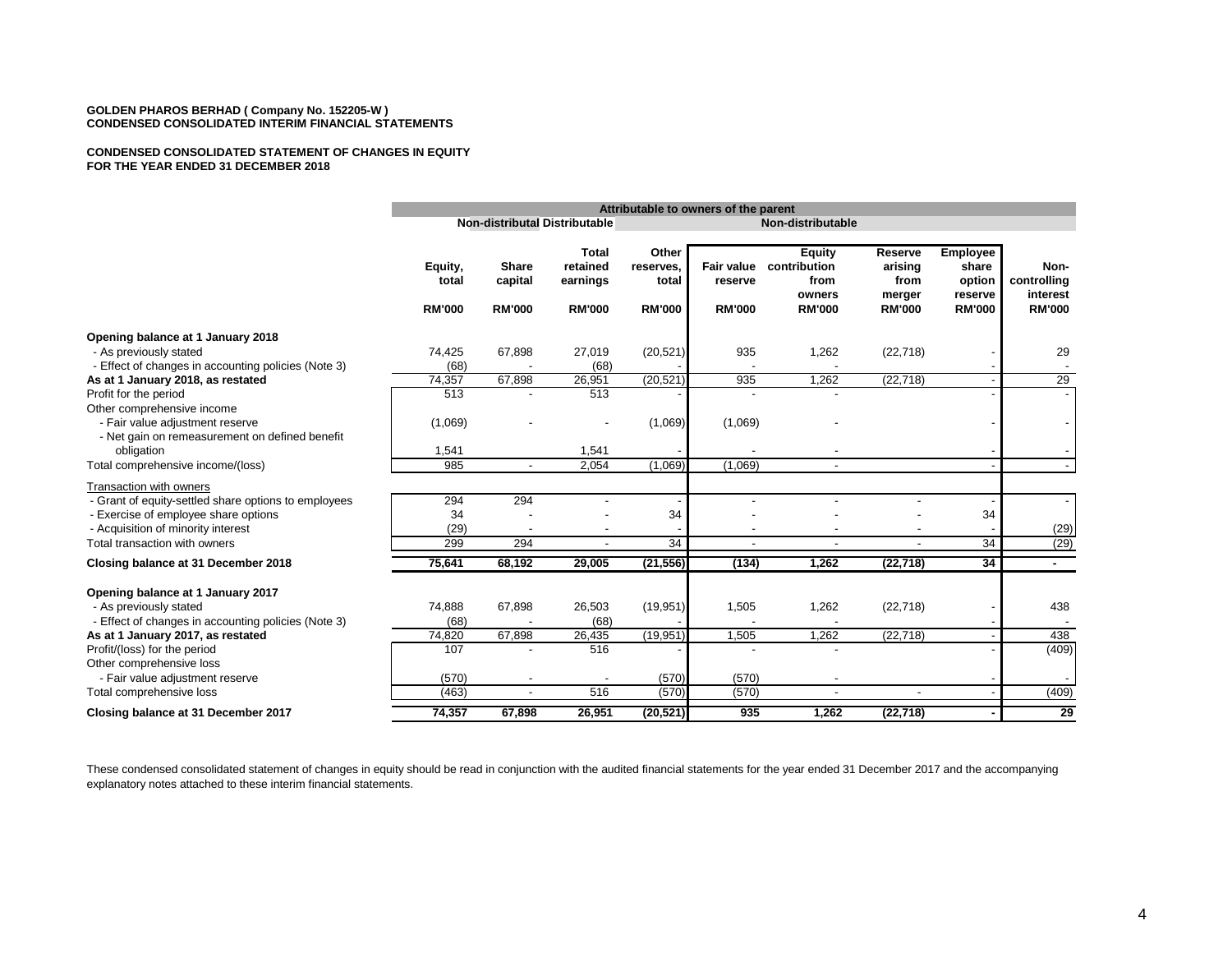**GOLDEN PHAROS BERHAD ( Company No. 152205-W )**
**CONDENSED CONSOLIDATED INTERIM FINANCIAL STATEMENTS**

**CONDENSED CONSOLIDATED STATEMENT OF CHANGES IN EQUITY**
**FOR THE YEAR ENDED 31 DECEMBER 2018**

| | Attributable to owners of the parent | | | | | | | | |
|---|---|---|---|---|---|---|---|---|---|
| | | Non-distributable | Distributable | Non-distributable | | | | | |
| | Equity, total | Share capital | Total retained earnings | Other reserves, total | Fair value reserve | Equity contribution from owners | Reserve arising from merger | Employee share option reserve | Non-controlling interest |
| | RM'000 | RM'000 | RM'000 | RM'000 | RM'000 | RM'000 | RM'000 | RM'000 | RM'000 |
| **Opening balance at 1 January 2018** | | | | | | | | | |
| - As previously stated | 74,425 | 67,898 | 27,019 | (20,521) | 935 | 1,262 | (22,718) | - | 29 |
| - Effect of changes in accounting policies (Note 3) | (68) | - | (68) | - | - | - | | - | - |
| **As at 1 January 2018, as restated** | 74,357 | 67,898 | 26,951 | (20,521) | 935 | 1,262 | (22,718) | - | 29 |
| Profit for the period | 513 | - | 513 | - | - | - | | - | - |
| Other comprehensive income | | | | | | | | | |
| - Fair value adjustment reserve | (1,069) | - | - | (1,069) | (1,069) | - | | - | - |
| - Net gain on remeasurement on defined benefit obligation | 1,541 | | 1,541 | - | - | - | | - | - |
| Total comprehensive income/(loss) | 985 | - | 2,054 | (1,069) | (1,069) | - | | - | - |
| Transaction with owners | | | | | | | | | |
| - Grant of equity-settled share options to employees | 294 | 294 | - | - | - | - | - | - | - |
| - Exercise of employee share options | 34 | - | - | 34 | - | - | - | 34 | |
| - Acquisition of minority interest | (29) | - | - | - | - | - | - | - | (29) |
| Total transaction with owners | 299 | 294 | - | 34 | - | - | - | 34 | (29) |
| **Closing balance at 31 December 2018** | **75,641** | **68,192** | **29,005** | **(21,556)** | **(134)** | **1,262** | **(22,718)** | **34** | **-** |
| **Opening balance at 1 January 2017** | | | | | | | | | |
| - As previously stated | 74,888 | 67,898 | 26,503 | (19,951) | 1,505 | 1,262 | (22,718) | - | 438 |
| - Effect of changes in accounting policies (Note 3) | (68) | - | (68) | - | - | - | | - | - |
| **As at 1 January 2017, as restated** | 74,820 | 67,898 | 26,435 | (19,951) | 1,505 | 1,262 | (22,718) | - | 438 |
| Profit/(loss) for the period | 107 | - | 516 | - | - | - | | - | (409) |
| Other comprehensive loss | | | | | | | | | |
| - Fair value adjustment reserve | (570) | - | - | (570) | (570) | - | | - | - |
| Total comprehensive loss | (463) | - | 516 | (570) | (570) | - | - | - | (409) |
| **Closing balance at 31 December 2017** | **74,357** | **67,898** | **26,951** | **(20,521)** | **935** | **1,262** | **(22,718)** | **-** | **29** |

These condensed consolidated statement of changes in equity should be read in conjunction with the audited financial statements for the year ended 31 December 2017 and the accompanying explanatory notes attached to these interim financial statements.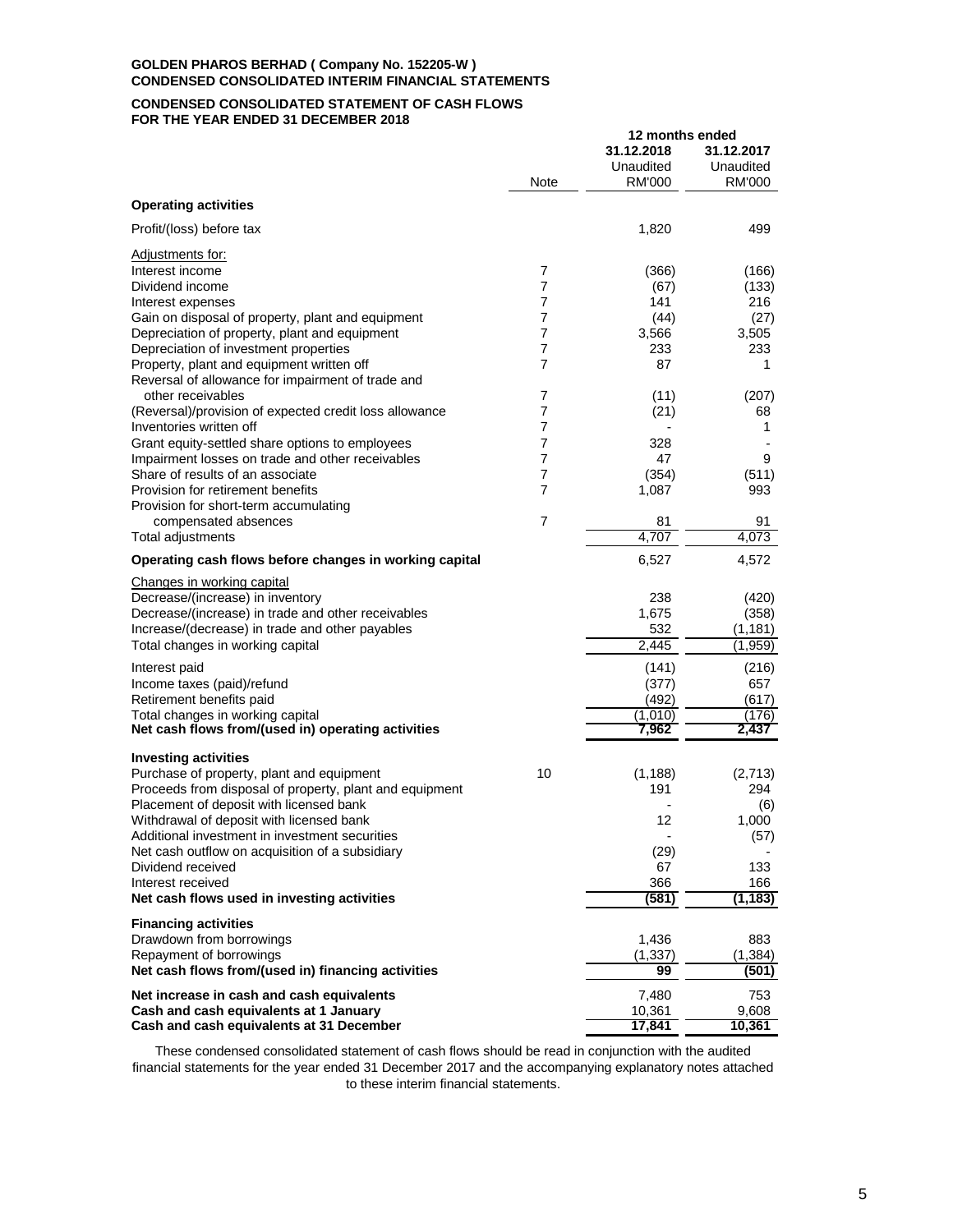**GOLDEN PHAROS BERHAD ( Company No. 152205-W )**
**CONDENSED CONSOLIDATED INTERIM FINANCIAL STATEMENTS**

**CONDENSED CONSOLIDATED STATEMENT OF CASH FLOWS**
**FOR THE YEAR ENDED 31 DECEMBER 2018**

| | Note | 12 months ended 31.12.2018 Unaudited RM'000 | 12 months ended 31.12.2017 Unaudited RM'000 |
|---|---|---|---|
| **Operating activities** | | | |
| Profit/(loss) before tax | | 1,820 | 499 |
| Adjustments for: | | | |
| Interest income | 7 | (366) | (166) |
| Dividend income | 7 | (67) | (133) |
| Interest expenses | 7 | 141 | 216 |
| Gain on disposal of property, plant and equipment | 7 | (44) | (27) |
| Depreciation of property, plant and equipment | 7 | 3,566 | 3,505 |
| Depreciation of investment properties | 7 | 233 | 233 |
| Property, plant and equipment written off | 7 | 87 | 1 |
| Reversal of allowance for impairment of trade and other receivables | 7 | (11) | (207) |
| (Reversal)/provision of expected credit loss allowance | 7 | (21) | 68 |
| Inventories written off | 7 | - | 1 |
| Grant equity-settled share options to employees | 7 | 328 | - |
| Impairment losses on trade and other receivables | 7 | 47 | 9 |
| Share of results of an associate | 7 | (354) | (511) |
| Provision for retirement benefits | 7 | 1,087 | 993 |
| Provision for short-term accumulating compensated absences | 7 | 81 | 91 |
| Total adjustments | | 4,707 | 4,073 |
| **Operating cash flows before changes in working capital** | | 6,527 | 4,572 |
| Changes in working capital | | | |
| Decrease/(increase) in inventory | | 238 | (420) |
| Decrease/(increase) in trade and other receivables | | 1,675 | (358) |
| Increase/(decrease) in trade and other payables | | 532 | (1,181) |
| Total changes in working capital | | 2,445 | (1,959) |
| Interest paid | | (141) | (216) |
| Income taxes (paid)/refund | | (377) | 657 |
| Retirement benefits paid | | (492) | (617) |
| Total changes in working capital | | (1,010) | (176) |
| **Net cash flows from/(used in) operating activities** | | **7,962** | **2,437** |
| **Investing activities** | | | |
| Purchase of property, plant and equipment | 10 | (1,188) | (2,713) |
| Proceeds from disposal of property, plant and equipment | | 191 | 294 |
| Placement of deposit with licensed bank | | - | (6) |
| Withdrawal of deposit with licensed bank | | 12 | 1,000 |
| Additional investment in investment securities | | - | (57) |
| Net cash outflow on acquisition of a subsidiary | | (29) | - |
| Dividend received | | 67 | 133 |
| Interest received | | 366 | 166 |
| **Net cash flows used in investing activities** | | **(581)** | **(1,183)** |
| **Financing activities** | | | |
| Drawdown from borrowings | | 1,436 | 883 |
| Repayment of borrowings | | (1,337) | (1,384) |
| **Net cash flows from/(used in) financing activities** | | **99** | **(501)** |
| **Net increase in cash and cash equivalents** | | 7,480 | 753 |
| **Cash and cash equivalents at 1 January** | | 10,361 | 9,608 |
| **Cash and cash equivalents at 31 December** | | **17,841** | **10,361** |

These condensed consolidated statement of cash flows should be read in conjunction with the audited financial statements for the year ended 31 December 2017 and the accompanying explanatory notes attached to these interim financial statements.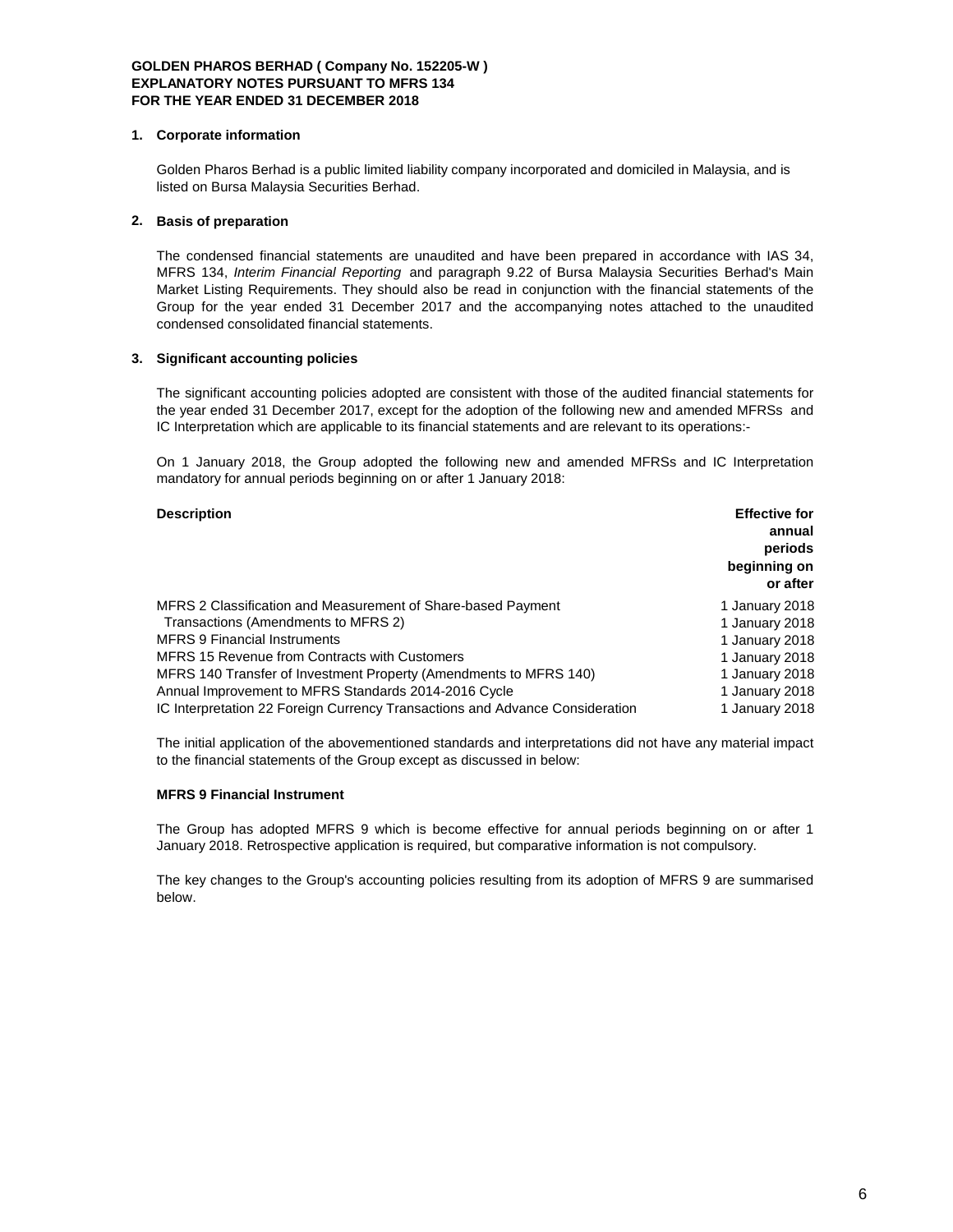**GOLDEN PHAROS BERHAD ( Company No. 152205-W )**
**EXPLANATORY NOTES PURSUANT TO MFRS 134**
**FOR THE YEAR ENDED 31 DECEMBER 2018**

## 1. Corporate information

Golden Pharos Berhad is a public limited liability company incorporated and domiciled in Malaysia, and is listed on Bursa Malaysia Securities Berhad.

## 2. Basis of preparation

The condensed financial statements are unaudited and have been prepared in accordance with IAS 34, MFRS 134, *Interim Financial Reporting* and paragraph 9.22 of Bursa Malaysia Securities Berhad's Main Market Listing Requirements. They should also be read in conjunction with the financial statements of the Group for the year ended 31 December 2017 and the accompanying notes attached to the unaudited condensed consolidated financial statements.

## 3. Significant accounting policies

The significant accounting policies adopted are consistent with those of the audited financial statements for the year ended 31 December 2017, except for the adoption of the following new and amended MFRSs and IC Interpretation which are applicable to its financial statements and are relevant to its operations:-

On 1 January 2018, the Group adopted the following new and amended MFRSs and IC Interpretation mandatory for annual periods beginning on or after 1 January 2018:

| **Description** | **Effective for annual periods beginning on or after** |
|---|---|
| MFRS 2 Classification and Measurement of Share-based Payment | 1 January 2018 |
| Transactions (Amendments to MFRS 2) | 1 January 2018 |
| MFRS 9 Financial Instruments | 1 January 2018 |
| MFRS 15 Revenue from Contracts with Customers | 1 January 2018 |
| MFRS 140 Transfer of Investment Property (Amendments to MFRS 140) | 1 January 2018 |
| Annual Improvement to MFRS Standards 2014-2016 Cycle | 1 January 2018 |
| IC Interpretation 22 Foreign Currency Transactions and Advance Consideration | 1 January 2018 |

The initial application of the abovementioned standards and interpretations did not have any material impact to the financial statements of the Group except as discussed in below:

### MFRS 9 Financial Instrument

The Group has adopted MFRS 9 which is become effective for annual periods beginning on or after 1 January 2018. Retrospective application is required, but comparative information is not compulsory.

The key changes to the Group's accounting policies resulting from its adoption of MFRS 9 are summarised below.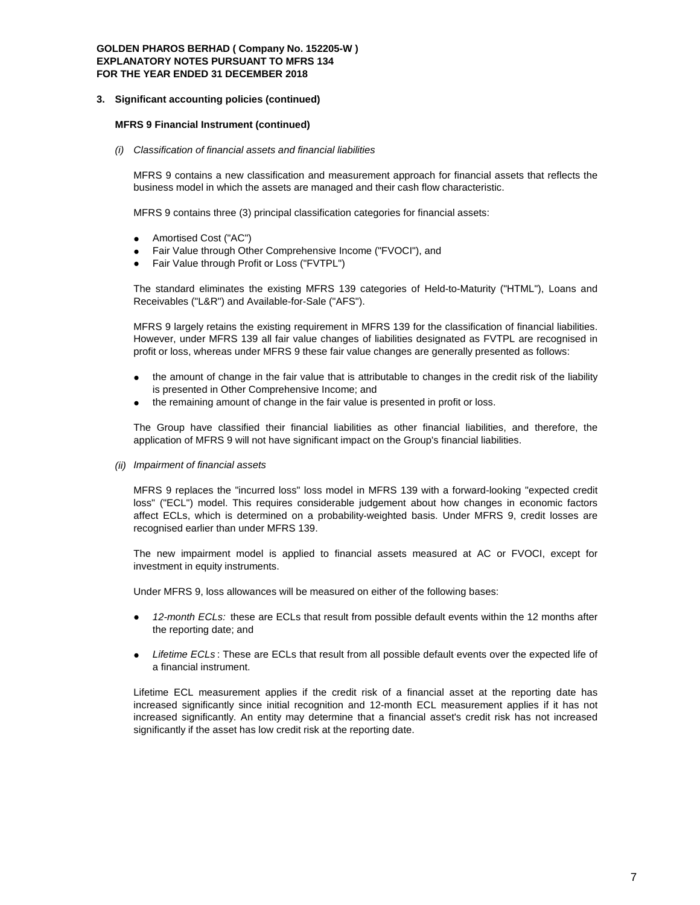### 3. Significant accounting policies (continued)

**MFRS 9 Financial Instrument (continued)**

*(i) Classification of financial assets and financial liabilities*

MFRS 9 contains a new classification and measurement approach for financial assets that reflects the business model in which the assets are managed and their cash flow characteristic.

MFRS 9 contains three (3) principal classification categories for financial assets:

- Amortised Cost ("AC")
- Fair Value through Other Comprehensive Income ("FVOCI"), and
- Fair Value through Profit or Loss ("FVTPL")

The standard eliminates the existing MFRS 139 categories of Held-to-Maturity ("HTML"), Loans and Receivables ("L&R") and Available-for-Sale ("AFS").

MFRS 9 largely retains the existing requirement in MFRS 139 for the classification of financial liabilities. However, under MFRS 139 all fair value changes of liabilities designated as FVTPL are recognised in profit or loss, whereas under MFRS 9 these fair value changes are generally presented as follows:

- the amount of change in the fair value that is attributable to changes in the credit risk of the liability is presented in Other Comprehensive Income; and
- the remaining amount of change in the fair value is presented in profit or loss.

The Group have classified their financial liabilities as other financial liabilities, and therefore, the application of MFRS 9 will not have significant impact on the Group's financial liabilities.

*(ii) Impairment of financial assets*

MFRS 9 replaces the "incurred loss" loss model in MFRS 139 with a forward-looking "expected credit loss" ("ECL") model. This requires considerable judgement about how changes in economic factors affect ECLs, which is determined on a probability-weighted basis. Under MFRS 9, credit losses are recognised earlier than under MFRS 139.

The new impairment model is applied to financial assets measured at AC or FVOCI, except for investment in equity instruments.

Under MFRS 9, loss allowances will be measured on either of the following bases:

- *12-month ECLs:* these are ECLs that result from possible default events within the 12 months after the reporting date; and

- *Lifetime ECLs* : These are ECLs that result from all possible default events over the expected life of a financial instrument.

Lifetime ECL measurement applies if the credit risk of a financial asset at the reporting date has increased significantly since initial recognition and 12-month ECL measurement applies if it has not increased significantly. An entity may determine that a financial asset's credit risk has not increased significantly if the asset has low credit risk at the reporting date.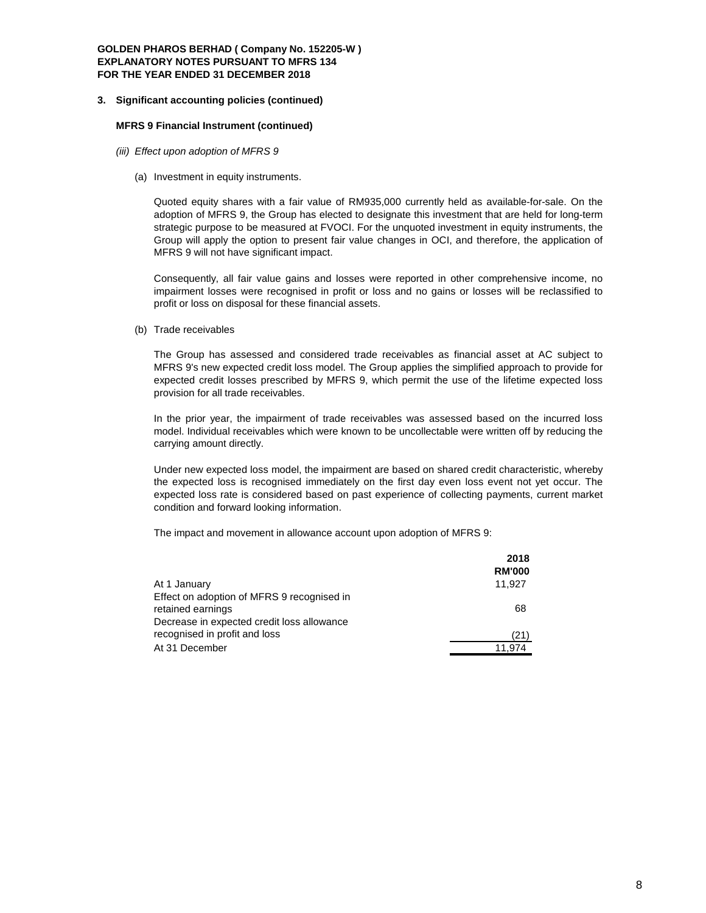**GOLDEN PHAROS BERHAD ( Company No. 152205-W )**
**EXPLANATORY NOTES PURSUANT TO MFRS 134**
**FOR THE YEAR ENDED 31 DECEMBER 2018**

**3. Significant accounting policies (continued)**

**MFRS 9 Financial Instrument (continued)**

*(iii) Effect upon adoption of MFRS 9*

(a) Investment in equity instruments.

Quoted equity shares with a fair value of RM935,000 currently held as available-for-sale. On the adoption of MFRS 9, the Group has elected to designate this investment that are held for long-term strategic purpose to be measured at FVOCI. For the unquoted investment in equity instruments, the Group will apply the option to present fair value changes in OCI, and therefore, the application of MFRS 9 will not have significant impact.

Consequently, all fair value gains and losses were reported in other comprehensive income, no impairment losses were recognised in profit or loss and no gains or losses will be reclassified to profit or loss on disposal for these financial assets.

(b) Trade receivables

The Group has assessed and considered trade receivables as financial asset at AC subject to MFRS 9's new expected credit loss model. The Group applies the simplified approach to provide for expected credit losses prescribed by MFRS 9, which permit the use of the lifetime expected loss provision for all trade receivables.

In the prior year, the impairment of trade receivables was assessed based on the incurred loss model. Individual receivables which were known to be uncollectable were written off by reducing the carrying amount directly.

Under new expected loss model, the impairment are based on shared credit characteristic, whereby the expected loss is recognised immediately on the first day even loss event not yet occur. The expected loss rate is considered based on past experience of collecting payments, current market condition and forward looking information.

The impact and movement in allowance account upon adoption of MFRS 9:

| | 2018 RM'000 |
|---|---|
| At 1 January | 11,927 |
| Effect on adoption of MFRS 9 recognised in retained earnings | 68 |
| Decrease in expected credit loss allowance recognised in profit and loss | (21) |
| At 31 December | 11,974 |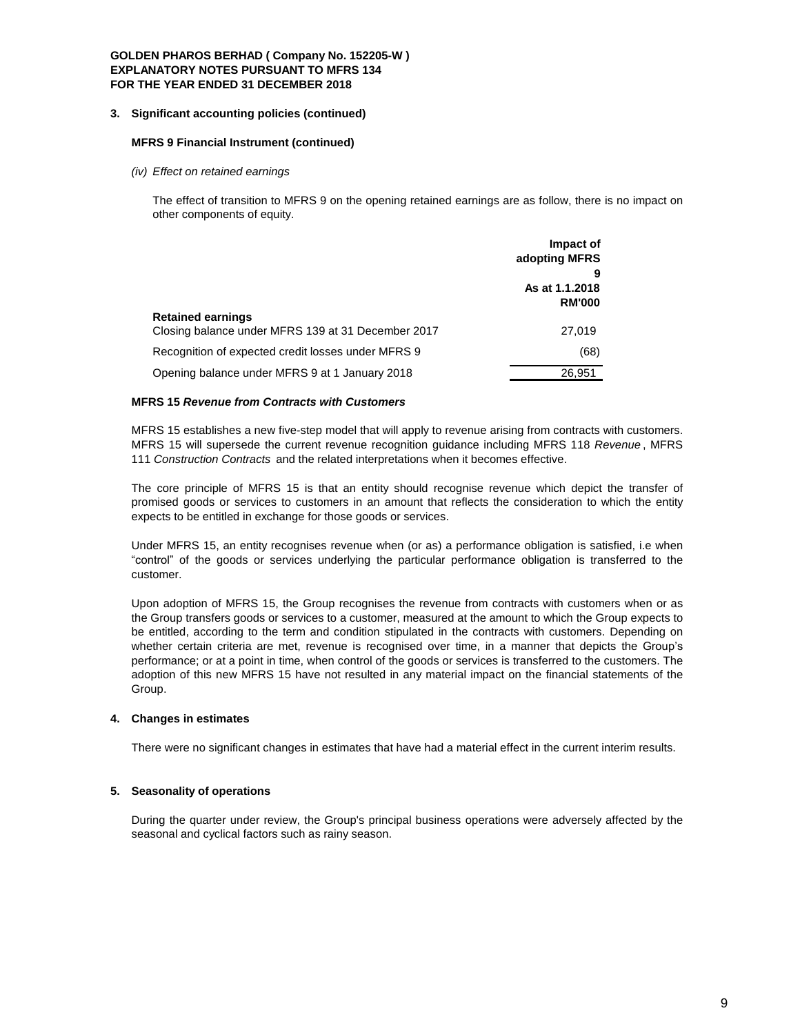### 3. Significant accounting policies (continued)

**MFRS 9 Financial Instrument (continued)**

*(iv) Effect on retained earnings*

The effect of transition to MFRS 9 on the opening retained earnings are as follow, there is no impact on other components of equity.

| | Impact of adopting MFRS 9 As at 1.1.2018 RM'000 |
|---|---|
| **Retained earnings** | |
| Closing balance under MFRS 139 at 31 December 2017 | 27,019 |
| Recognition of expected credit losses under MFRS 9 | (68) |
| Opening balance under MFRS 9 at 1 January 2018 | 26,951 |

**MFRS 15 *Revenue from Contracts with Customers***

MFRS 15 establishes a new five-step model that will apply to revenue arising from contracts with customers. MFRS 15 will supersede the current revenue recognition guidance including MFRS 118 *Revenue*, MFRS 111 *Construction Contracts* and the related interpretations when it becomes effective.

The core principle of MFRS 15 is that an entity should recognise revenue which depict the transfer of promised goods or services to customers in an amount that reflects the consideration to which the entity expects to be entitled in exchange for those goods or services.

Under MFRS 15, an entity recognises revenue when (or as) a performance obligation is satisfied, i.e when "control" of the goods or services underlying the particular performance obligation is transferred to the customer.

Upon adoption of MFRS 15, the Group recognises the revenue from contracts with customers when or as the Group transfers goods or services to a customer, measured at the amount to which the Group expects to be entitled, according to the term and condition stipulated in the contracts with customers. Depending on whether certain criteria are met, revenue is recognised over time, in a manner that depicts the Group's performance; or at a point in time, when control of the goods or services is transferred to the customers. The adoption of this new MFRS 15 have not resulted in any material impact on the financial statements of the Group.

### 4. Changes in estimates

There were no significant changes in estimates that have had a material effect in the current interim results.

### 5. Seasonality of operations

During the quarter under review, the Group's principal business operations were adversely affected by the seasonal and cyclical factors such as rainy season.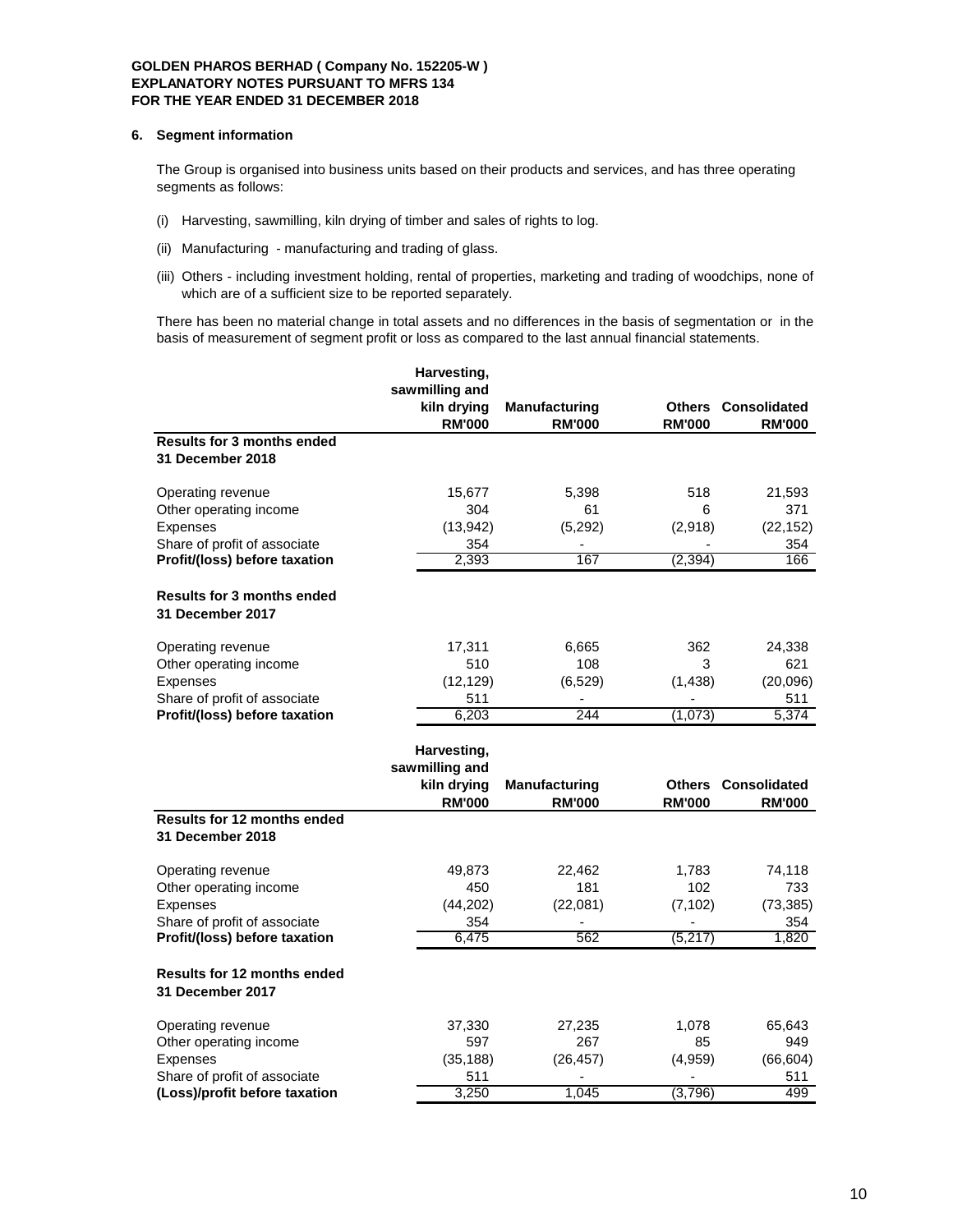**GOLDEN PHAROS BERHAD ( Company No. 152205-W )**
**EXPLANATORY NOTES PURSUANT TO MFRS 134**
**FOR THE YEAR ENDED 31 DECEMBER 2018**

**6. Segment information**

The Group is organised into business units based on their products and services, and has three operating segments as follows:

(i) Harvesting, sawmilling, kiln drying of timber and sales of rights to log.

(ii) Manufacturing - manufacturing and trading of glass.

(iii) Others - including investment holding, rental of properties, marketing and trading of woodchips, none of which are of a sufficient size to be reported separately.

There has been no material change in total assets and no differences in the basis of segmentation or in the basis of measurement of segment profit or loss as compared to the last annual financial statements.

| | Harvesting, sawmilling and kiln drying RM'000 | Manufacturing RM'000 | Others RM'000 | Consolidated RM'000 |
|---|---|---|---|---|
| **Results for 3 months ended 31 December 2018** | | | | |
| Operating revenue | 15,677 | 5,398 | 518 | 21,593 |
| Other operating income | 304 | 61 | 6 | 371 |
| Expenses | (13,942) | (5,292) | (2,918) | (22,152) |
| Share of profit of associate | 354 | - | - | 354 |
| **Profit/(loss) before taxation** | 2,393 | 167 | (2,394) | 166 |
| **Results for 3 months ended 31 December 2017** | | | | |
| Operating revenue | 17,311 | 6,665 | 362 | 24,338 |
| Other operating income | 510 | 108 | 3 | 621 |
| Expenses | (12,129) | (6,529) | (1,438) | (20,096) |
| Share of profit of associate | 511 | - | - | 511 |
| **Profit/(loss) before taxation** | 6,203 | 244 | (1,073) | 5,374 |

| | Harvesting, sawmilling and kiln drying RM'000 | Manufacturing RM'000 | Others RM'000 | Consolidated RM'000 |
|---|---|---|---|---|
| **Results for 12 months ended 31 December 2018** | | | | |
| Operating revenue | 49,873 | 22,462 | 1,783 | 74,118 |
| Other operating income | 450 | 181 | 102 | 733 |
| Expenses | (44,202) | (22,081) | (7,102) | (73,385) |
| Share of profit of associate | 354 | - | - | 354 |
| **Profit/(loss) before taxation** | 6,475 | 562 | (5,217) | 1,820 |
| **Results for 12 months ended 31 December 2017** | | | | |
| Operating revenue | 37,330 | 27,235 | 1,078 | 65,643 |
| Other operating income | 597 | 267 | 85 | 949 |
| Expenses | (35,188) | (26,457) | (4,959) | (66,604) |
| Share of profit of associate | 511 | - | - | 511 |
| **(Loss)/profit before taxation** | 3,250 | 1,045 | (3,796) | 499 |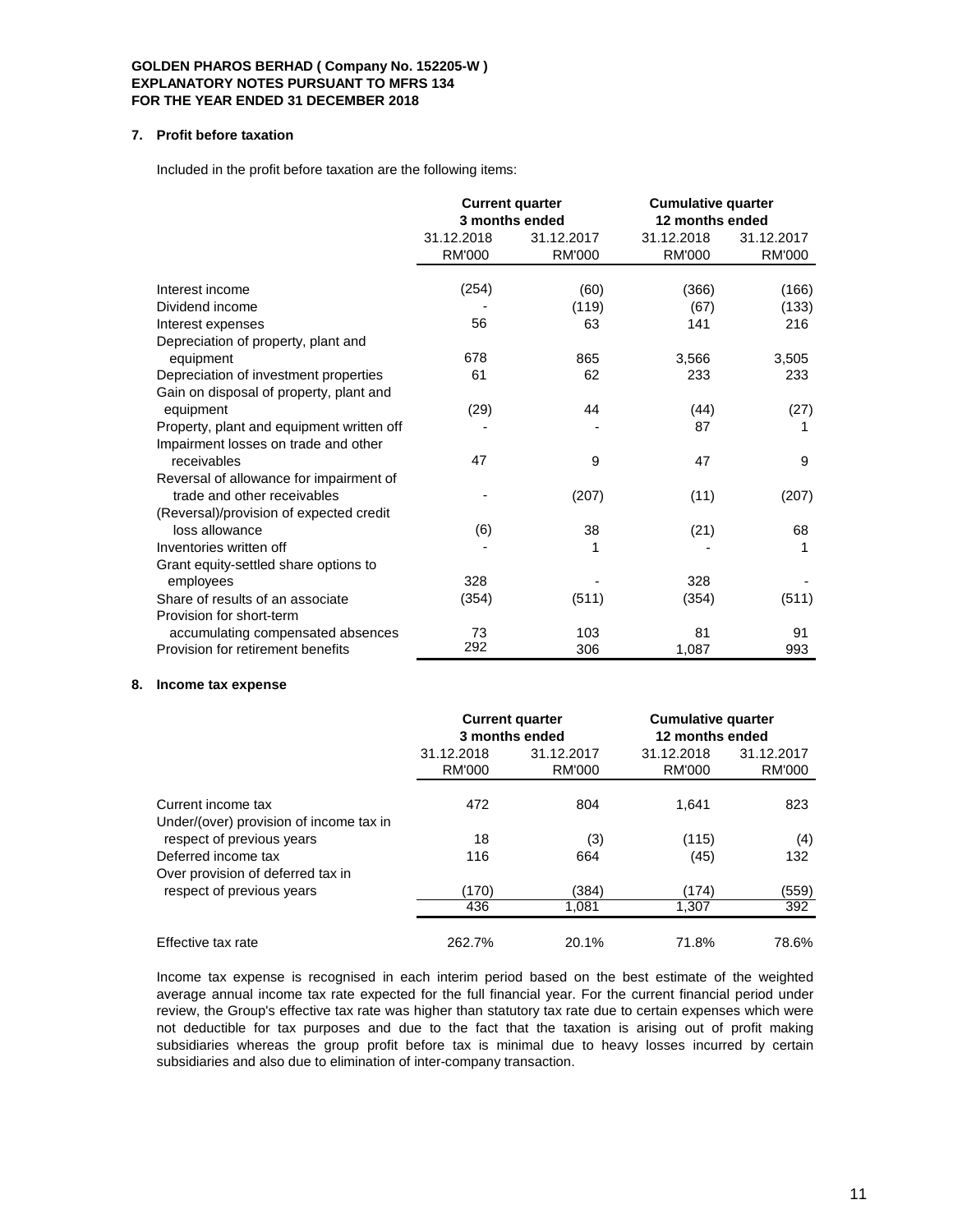**GOLDEN PHAROS BERHAD ( Company No. 152205-W )**
**EXPLANATORY NOTES PURSUANT TO MFRS 134**
**FOR THE YEAR ENDED 31 DECEMBER 2018**

## 7. Profit before taxation

Included in the profit before taxation are the following items:

| | **Current quarter 3 months ended** | | **Cumulative quarter 12 months ended** | |
|---|---|---|---|---|
| | 31.12.2018 | 31.12.2017 | 31.12.2018 | 31.12.2017 |
| | RM'000 | RM'000 | RM'000 | RM'000 |
| Interest income | (254) | (60) | (366) | (166) |
| Dividend income | - | (119) | (67) | (133) |
| Interest expenses | 56 | 63 | 141 | 216 |
| Depreciation of property, plant and equipment | 678 | 865 | 3,566 | 3,505 |
| Depreciation of investment properties | 61 | 62 | 233 | 233 |
| Gain on disposal of property, plant and equipment | (29) | 44 | (44) | (27) |
| Property, plant and equipment written off | - | - | 87 | 1 |
| Impairment losses on trade and other receivables | 47 | 9 | 47 | 9 |
| Reversal of allowance for impairment of trade and other receivables | - | (207) | (11) | (207) |
| (Reversal)/provision of expected credit loss allowance | (6) | 38 | (21) | 68 |
| Inventories written off | - | 1 | - | 1 |
| Grant equity-settled share options to employees | 328 | - | 328 | - |
| Share of results of an associate | (354) | (511) | (354) | (511) |
| Provision for short-term accumulating compensated absences | 73 | 103 | 81 | 91 |
| Provision for retirement benefits | 292 | 306 | 1,087 | 993 |

## 8. Income tax expense

| | **Current quarter 3 months ended** | | **Cumulative quarter 12 months ended** | |
|---|---|---|---|---|
| | 31.12.2018 | 31.12.2017 | 31.12.2018 | 31.12.2017 |
| | RM'000 | RM'000 | RM'000 | RM'000 |
| Current income tax | 472 | 804 | 1,641 | 823 |
| Under/(over) provision of income tax in respect of previous years | 18 | (3) | (115) | (4) |
| Deferred income tax | 116 | 664 | (45) | 132 |
| Over provision of deferred tax in respect of previous years | (170) | (384) | (174) | (559) |
| | 436 | 1,081 | 1,307 | 392 |
| Effective tax rate | 262.7% | 20.1% | 71.8% | 78.6% |

Income tax expense is recognised in each interim period based on the best estimate of the weighted average annual income tax rate expected for the full financial year. For the current financial period under review, the Group's effective tax rate was higher than statutory tax rate due to certain expenses which were not deductible for tax purposes and due to the fact that the taxation is arising out of profit making subsidiaries whereas the group profit before tax is minimal due to heavy losses incurred by certain subsidiaries and also due to elimination of inter-company transaction.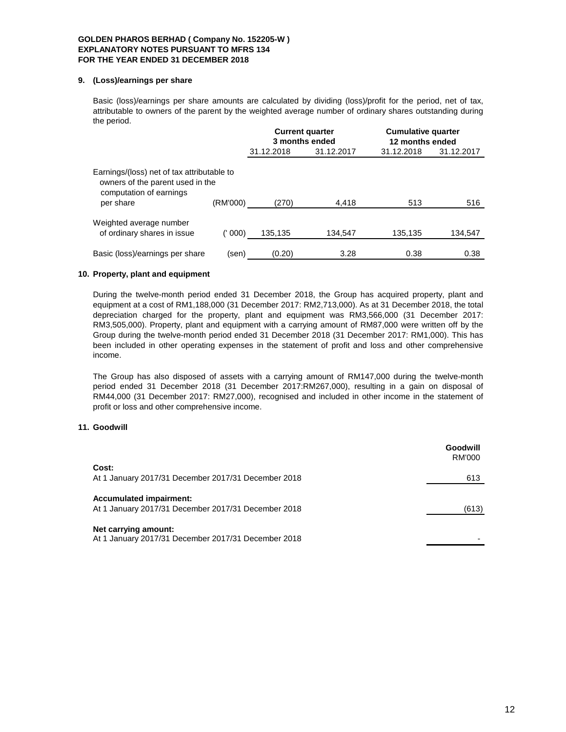**GOLDEN PHAROS BERHAD ( Company No. 152205-W )**
**EXPLANATORY NOTES PURSUANT TO MFRS 134**
**FOR THE YEAR ENDED 31 DECEMBER 2018**

## 9. (Loss)/earnings per share

Basic (loss)/earnings per share amounts are calculated by dividing (loss)/profit for the period, net of tax, attributable to owners of the parent by the weighted average number of ordinary shares outstanding during the period.

| | | **Current quarter 3 months ended** | | **Cumulative quarter 12 months ended** | |
|---|---|---|---|---|---|
| | | 31.12.2018 | 31.12.2017 | 31.12.2018 | 31.12.2017 |
| Earnings/(loss) net of tax attributable to owners of the parent used in the computation of earnings per share | (RM'000) | (270) | 4,418 | 513 | 516 |
| Weighted average number of ordinary shares in issue | (' 000) | 135,135 | 134,547 | 135,135 | 134,547 |
| Basic (loss)/earnings per share | (sen) | (0.20) | 3.28 | 0.38 | 0.38 |

## 10. Property, plant and equipment

During the twelve-month period ended 31 December 2018, the Group has acquired property, plant and equipment at a cost of RM1,188,000 (31 December 2017: RM2,713,000). As at 31 December 2018, the total depreciation charged for the property, plant and equipment was RM3,566,000 (31 December 2017: RM3,505,000). Property, plant and equipment with a carrying amount of RM87,000 were written off by the Group during the twelve-month period ended 31 December 2018 (31 December 2017: RM1,000). This has been included in other operating expenses in the statement of profit and loss and other comprehensive income.

The Group has also disposed of assets with a carrying amount of RM147,000 during the twelve-month period ended 31 December 2018 (31 December 2017:RM267,000), resulting in a gain on disposal of RM44,000 (31 December 2017: RM27,000), recognised and included in other income in the statement of profit or loss and other comprehensive income.

## 11. Goodwill

| | **Goodwill** RM'000 |
|---|---|
| **Cost:** | |
| At 1 January 2017/31 December 2017/31 December 2018 | 613 |
| **Accumulated impairment:** | |
| At 1 January 2017/31 December 2017/31 December 2018 | (613) |
| **Net carrying amount:** | |
| At 1 January 2017/31 December 2017/31 December 2018 | - |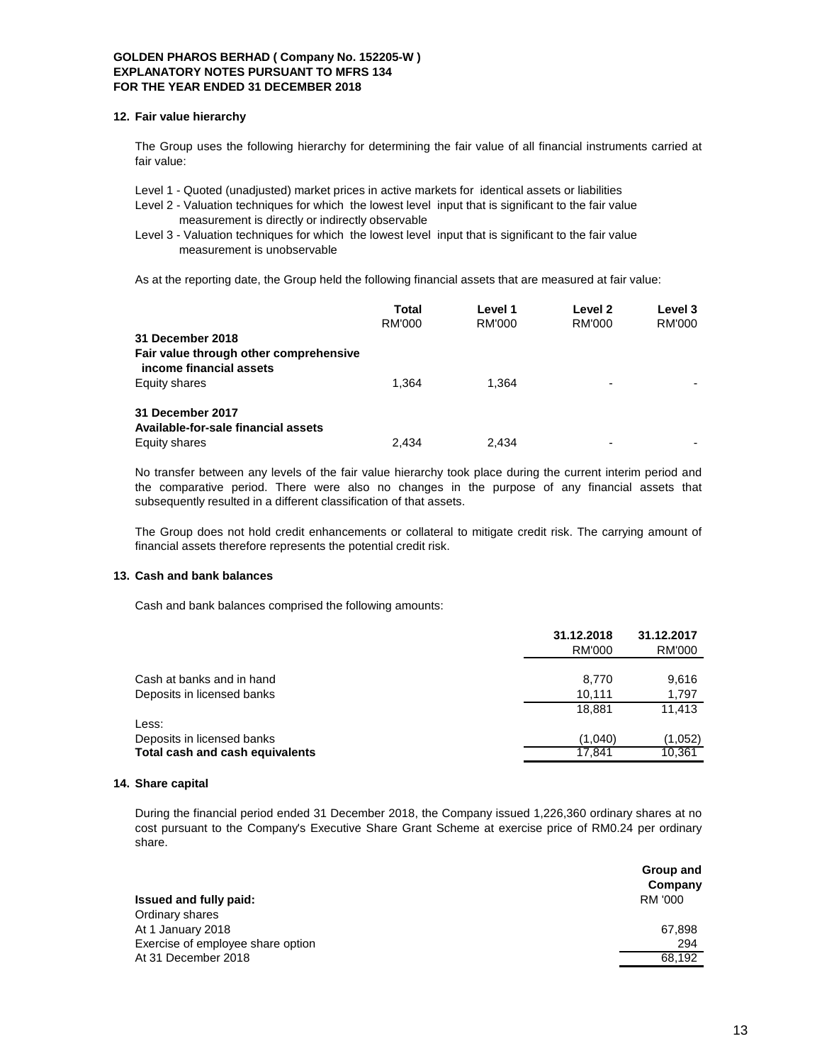**GOLDEN PHAROS BERHAD ( Company No. 152205-W )**
**EXPLANATORY NOTES PURSUANT TO MFRS 134**
**FOR THE YEAR ENDED 31 DECEMBER 2018**

## 12. Fair value hierarchy

The Group uses the following hierarchy for determining the fair value of all financial instruments carried at fair value:

Level 1 - Quoted (unadjusted) market prices in active markets for identical assets or liabilities
Level 2 - Valuation techniques for which the lowest level input that is significant to the fair value measurement is directly or indirectly observable
Level 3 - Valuation techniques for which the lowest level input that is significant to the fair value measurement is unobservable

As at the reporting date, the Group held the following financial assets that are measured at fair value:

| | Total RM'000 | Level 1 RM'000 | Level 2 RM'000 | Level 3 RM'000 |
|---|---|---|---|---|
| **31 December 2018** | | | | |
| **Fair value through other comprehensive income financial assets** | | | | |
| Equity shares | 1,364 | 1,364 | - | - |
| **31 December 2017** | | | | |
| **Available-for-sale financial assets** | | | | |
| Equity shares | 2,434 | 2,434 | - | - |

No transfer between any levels of the fair value hierarchy took place during the current interim period and the comparative period. There were also no changes in the purpose of any financial assets that subsequently resulted in a different classification of that assets.

The Group does not hold credit enhancements or collateral to mitigate credit risk. The carrying amount of financial assets therefore represents the potential credit risk.

## 13. Cash and bank balances

Cash and bank balances comprised the following amounts:

| | 31.12.2018 RM'000 | 31.12.2017 RM'000 |
|---|---|---|
| Cash at banks and in hand | 8,770 | 9,616 |
| Deposits in licensed banks | 10,111 | 1,797 |
| | 18,881 | 11,413 |
| Less: | | |
| Deposits in licensed banks | (1,040) | (1,052) |
| **Total cash and cash equivalents** | 17,841 | 10,361 |

## 14. Share capital

During the financial period ended 31 December 2018, the Company issued 1,226,360 ordinary shares at no cost pursuant to the Company's Executive Share Grant Scheme at exercise price of RM0.24 per ordinary share.

| **Issued and fully paid:** | **Group and Company** RM '000 |
|---|---|
| Ordinary shares | |
| At 1 January 2018 | 67,898 |
| Exercise of employee share option | 294 |
| At 31 December 2018 | 68,192 |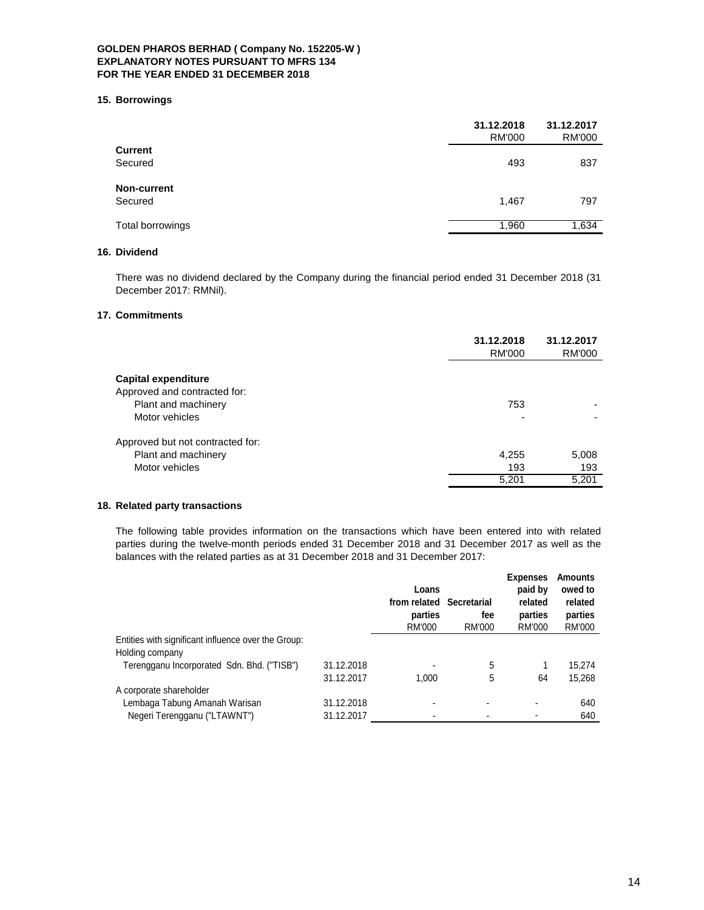**GOLDEN PHAROS BERHAD ( Company No. 152205-W )**
**EXPLANATORY NOTES PURSUANT TO MFRS 134**
**FOR THE YEAR ENDED 31 DECEMBER 2018**

## 15. Borrowings

| | 31.12.2018 RM'000 | 31.12.2017 RM'000 |
|---|---|---|
| **Current** | | |
| Secured | 493 | 837 |
| **Non-current** | | |
| Secured | 1,467 | 797 |
| Total borrowings | 1,960 | 1,634 |

## 16. Dividend

There was no dividend declared by the Company during the financial period ended 31 December 2018 (31 December 2017: RMNil).

## 17. Commitments

| | 31.12.2018 RM'000 | 31.12.2017 RM'000 |
|---|---|---|
| **Capital expenditure** | | |
| Approved and contracted for: | | |
| Plant and machinery | 753 | - |
| Motor vehicles | - | - |
| Approved but not contracted for: | | |
| Plant and machinery | 4,255 | 5,008 |
| Motor vehicles | 193 | 193 |
| | 5,201 | 5,201 |

## 18. Related party transactions

The following table provides information on the transactions which have been entered into with related parties during the twelve-month periods ended 31 December 2018 and 31 December 2017 as well as the balances with the related parties as at 31 December 2018 and 31 December 2017:

| | | Loans from related parties RM'000 | Secretarial fee RM'000 | Expenses paid by related parties RM'000 | Amounts owed to related parties RM'000 |
|---|---|---|---|---|---|
| Entities with significant influence over the Group: | | | | | |
| Holding company | | | | | |
| Terengganu Incorporated Sdn. Bhd. ("TISB") | 31.12.2018 | - | 5 | 1 | 15,274 |
| | 31.12.2017 | 1,000 | 5 | 64 | 15,268 |
| A corporate shareholder | | | | | |
| Lembaga Tabung Amanah Warisan | 31.12.2018 | - | - | - | 640 |
| Negeri Terengganu ("LTAWNT") | 31.12.2017 | - | - | - | 640 |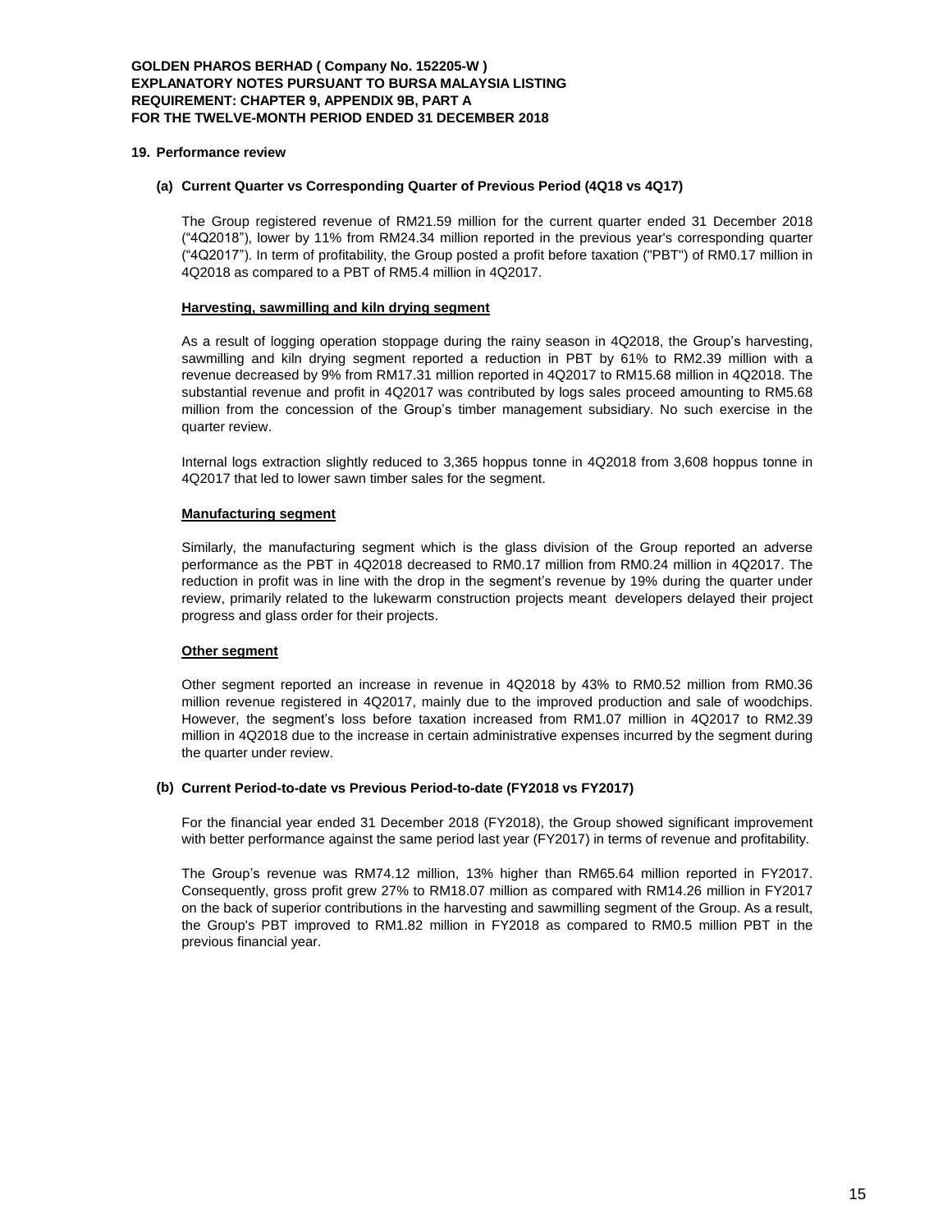**GOLDEN PHAROS BERHAD ( Company No. 152205-W )**
**EXPLANATORY NOTES PURSUANT TO BURSA MALAYSIA LISTING REQUIREMENT: CHAPTER 9, APPENDIX 9B, PART A**
**FOR THE TWELVE-MONTH PERIOD ENDED 31 DECEMBER 2018**

## 19. Performance review

### (a) Current Quarter vs Corresponding Quarter of Previous Period (4Q18 vs 4Q17)

The Group registered revenue of RM21.59 million for the current quarter ended 31 December 2018 ("4Q2018"), lower by 11% from RM24.34 million reported in the previous year's corresponding quarter ("4Q2017"). In term of profitability, the Group posted a profit before taxation ("PBT") of RM0.17 million in 4Q2018 as compared to a PBT of RM5.4 million in 4Q2017.

**Harvesting, sawmilling and kiln drying segment**

As a result of logging operation stoppage during the rainy season in 4Q2018, the Group's harvesting, sawmilling and kiln drying segment reported a reduction in PBT by 61% to RM2.39 million with a revenue decreased by 9% from RM17.31 million reported in 4Q2017 to RM15.68 million in 4Q2018. The substantial revenue and profit in 4Q2017 was contributed by logs sales proceed amounting to RM5.68 million from the concession of the Group's timber management subsidiary. No such exercise in the quarter review.

Internal logs extraction slightly reduced to 3,365 hoppus tonne in 4Q2018 from 3,608 hoppus tonne in 4Q2017 that led to lower sawn timber sales for the segment.

**Manufacturing segment**

Similarly, the manufacturing segment which is the glass division of the Group reported an adverse performance as the PBT in 4Q2018 decreased to RM0.17 million from RM0.24 million in 4Q2017. The reduction in profit was in line with the drop in the segment's revenue by 19% during the quarter under review, primarily related to the lukewarm construction projects meant developers delayed their project progress and glass order for their projects.

**Other segment**

Other segment reported an increase in revenue in 4Q2018 by 43% to RM0.52 million from RM0.36 million revenue registered in 4Q2017, mainly due to the improved production and sale of woodchips. However, the segment's loss before taxation increased from RM1.07 million in 4Q2017 to RM2.39 million in 4Q2018 due to the increase in certain administrative expenses incurred by the segment during the quarter under review.

### (b) Current Period-to-date vs Previous Period-to-date (FY2018 vs FY2017)

For the financial year ended 31 December 2018 (FY2018), the Group showed significant improvement with better performance against the same period last year (FY2017) in terms of revenue and profitability.

The Group's revenue was RM74.12 million, 13% higher than RM65.64 million reported in FY2017. Consequently, gross profit grew 27% to RM18.07 million as compared with RM14.26 million in FY2017 on the back of superior contributions in the harvesting and sawmilling segment of the Group. As a result, the Group's PBT improved to RM1.82 million in FY2018 as compared to RM0.5 million PBT in the previous financial year.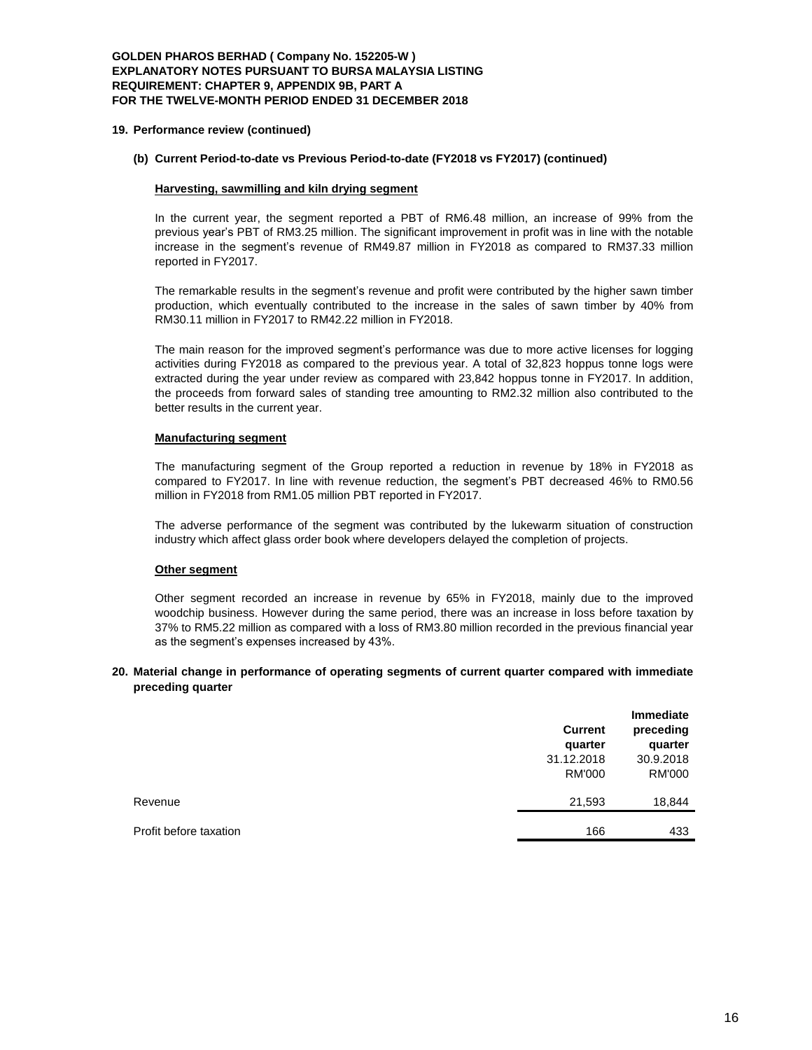## 19. Performance review (continued)

### (b) Current Period-to-date vs Previous Period-to-date (FY2018 vs FY2017) (continued)

**Harvesting, sawmilling and kiln drying segment**

In the current year, the segment reported a PBT of RM6.48 million, an increase of 99% from the previous year's PBT of RM3.25 million. The significant improvement in profit was in line with the notable increase in the segment's revenue of RM49.87 million in FY2018 as compared to RM37.33 million reported in FY2017.

The remarkable results in the segment's revenue and profit were contributed by the higher sawn timber production, which eventually contributed to the increase in the sales of sawn timber by 40% from RM30.11 million in FY2017 to RM42.22 million in FY2018.

The main reason for the improved segment's performance was due to more active licenses for logging activities during FY2018 as compared to the previous year. A total of 32,823 hoppus tonne logs were extracted during the year under review as compared with 23,842 hoppus tonne in FY2017. In addition, the proceeds from forward sales of standing tree amounting to RM2.32 million also contributed to the better results in the current year.

**Manufacturing segment**

The manufacturing segment of the Group reported a reduction in revenue by 18% in FY2018 as compared to FY2017. In line with revenue reduction, the segment's PBT decreased 46% to RM0.56 million in FY2018 from RM1.05 million PBT reported in FY2017.

The adverse performance of the segment was contributed by the lukewarm situation of construction industry which affect glass order book where developers delayed the completion of projects.

**Other segment**

Other segment recorded an increase in revenue by 65% in FY2018, mainly due to the improved woodchip business. However during the same period, there was an increase in loss before taxation by 37% to RM5.22 million as compared with a loss of RM3.80 million recorded in the previous financial year as the segment's expenses increased by 43%.

## 20. Material change in performance of operating segments of current quarter compared with immediate preceding quarter

| | Current quarter 31.12.2018 RM'000 | Immediate preceding quarter 30.9.2018 RM'000 |
|---|---|---|
| Revenue | 21,593 | 18,844 |
| Profit before taxation | 166 | 433 |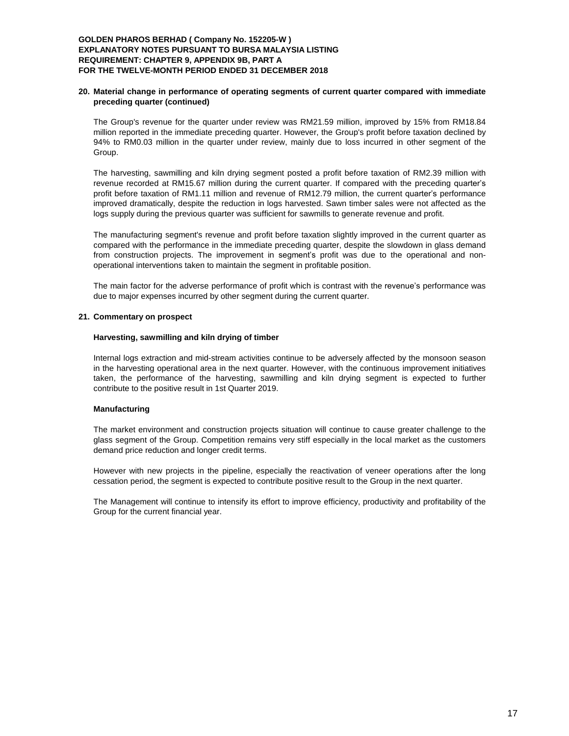## 20. Material change in performance of operating segments of current quarter compared with immediate preceding quarter (continued)

The Group's revenue for the quarter under review was RM21.59 million, improved by 15% from RM18.84 million reported in the immediate preceding quarter. However, the Group's profit before taxation declined by 94% to RM0.03 million in the quarter under review, mainly due to loss incurred in other segment of the Group.

The harvesting, sawmilling and kiln drying segment posted a profit before taxation of RM2.39 million with revenue recorded at RM15.67 million during the current quarter. If compared with the preceding quarter's profit before taxation of RM1.11 million and revenue of RM12.79 million, the current quarter's performance improved dramatically, despite the reduction in logs harvested. Sawn timber sales were not affected as the logs supply during the previous quarter was sufficient for sawmills to generate revenue and profit.

The manufacturing segment's revenue and profit before taxation slightly improved in the current quarter as compared with the performance in the immediate preceding quarter, despite the slowdown in glass demand from construction projects. The improvement in segment's profit was due to the operational and non-operational interventions taken to maintain the segment in profitable position.

The main factor for the adverse performance of profit which is contrast with the revenue's performance was due to major expenses incurred by other segment during the current quarter.

## 21. Commentary on prospect

### Harvesting, sawmilling and kiln drying of timber

Internal logs extraction and mid-stream activities continue to be adversely affected by the monsoon season in the harvesting operational area in the next quarter. However, with the continuous improvement initiatives taken, the performance of the harvesting, sawmilling and kiln drying segment is expected to further contribute to the positive result in 1st Quarter 2019.

### Manufacturing

The market environment and construction projects situation will continue to cause greater challenge to the glass segment of the Group. Competition remains very stiff especially in the local market as the customers demand price reduction and longer credit terms.

However with new projects in the pipeline, especially the reactivation of veneer operations after the long cessation period, the segment is expected to contribute positive result to the Group in the next quarter.

The Management will continue to intensify its effort to improve efficiency, productivity and profitability of the Group for the current financial year.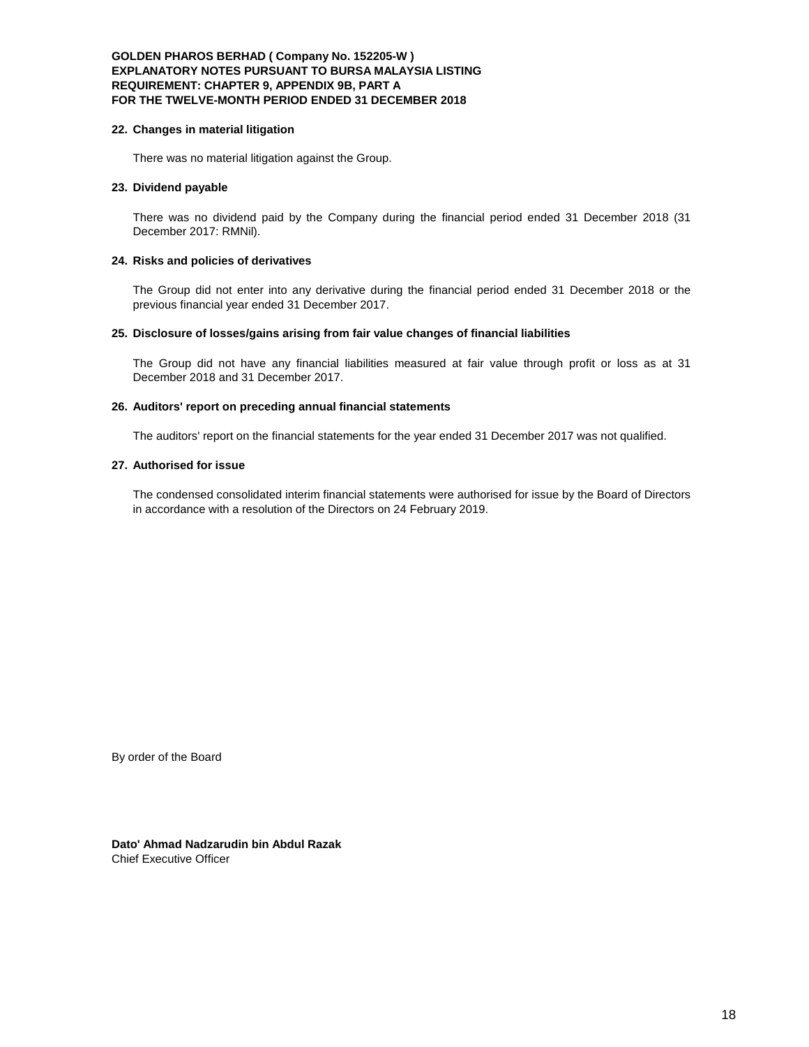**GOLDEN PHAROS BERHAD ( Company No. 152205-W )**
**EXPLANATORY NOTES PURSUANT TO BURSA MALAYSIA LISTING REQUIREMENT: CHAPTER 9, APPENDIX 9B, PART A**
**FOR THE TWELVE-MONTH PERIOD ENDED 31 DECEMBER 2018**

### 22. Changes in material litigation

There was no material litigation against the Group.

### 23. Dividend payable

There was no dividend paid by the Company during the financial period ended 31 December 2018 (31 December 2017: RMNil).

### 24. Risks and policies of derivatives

The Group did not enter into any derivative during the financial period ended 31 December 2018 or the previous financial year ended 31 December 2017.

### 25. Disclosure of losses/gains arising from fair value changes of financial liabilities

The Group did not have any financial liabilities measured at fair value through profit or loss as at 31 December 2018 and 31 December 2017.

### 26. Auditors' report on preceding annual financial statements

The auditors' report on the financial statements for the year ended 31 December 2017 was not qualified.

### 27. Authorised for issue

The condensed consolidated interim financial statements were authorised for issue by the Board of Directors in accordance with a resolution of the Directors on 24 February 2019.

By order of the Board

**Dato' Ahmad Nadzarudin bin Abdul Razak**
Chief Executive Officer